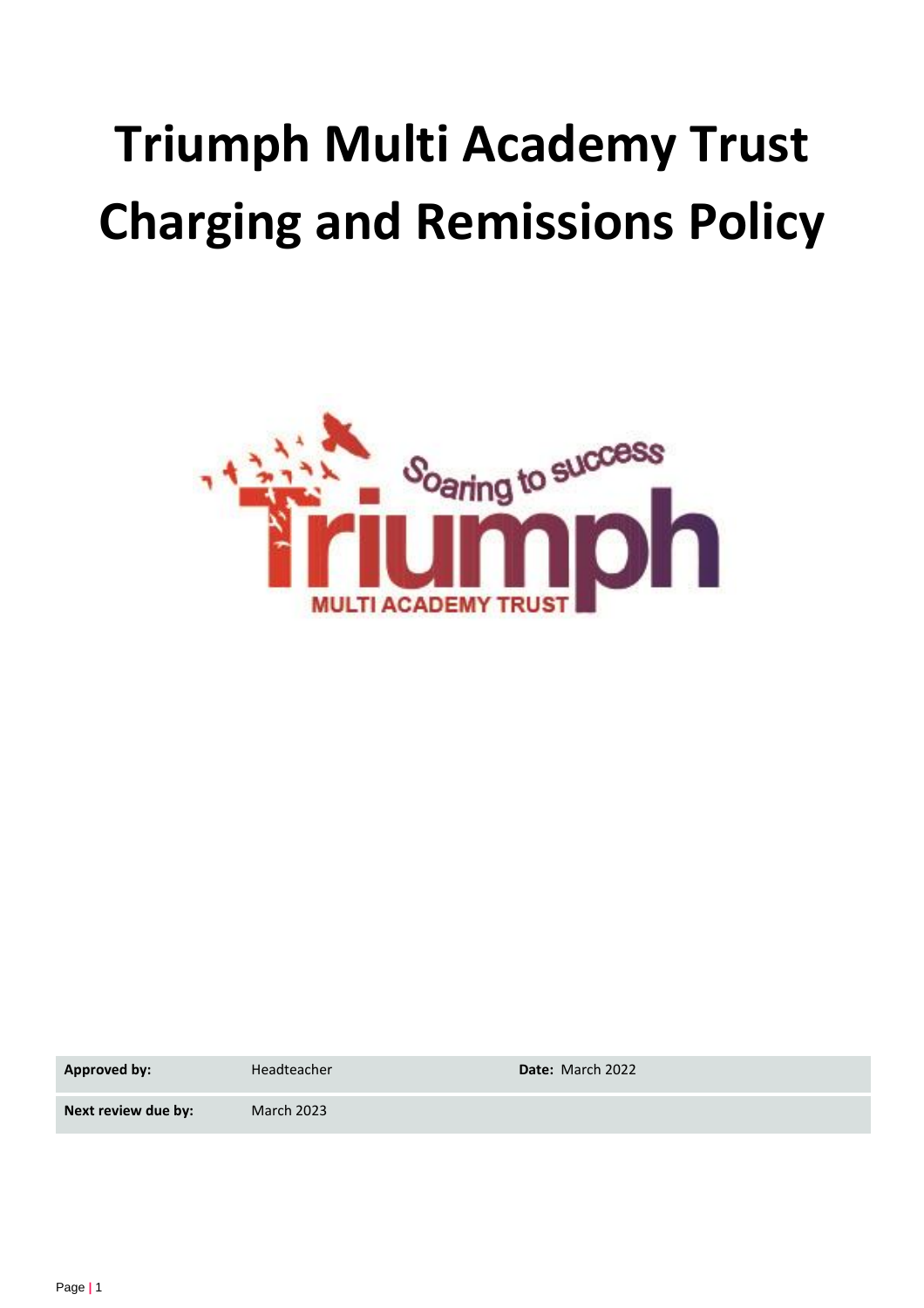# Triumph Multi Academy Trust Charging and Remissions Policy

| Approved by: | Headteacher | Date: March 2022 |
|---|---|---|
| Next review due by: | March 2023 | |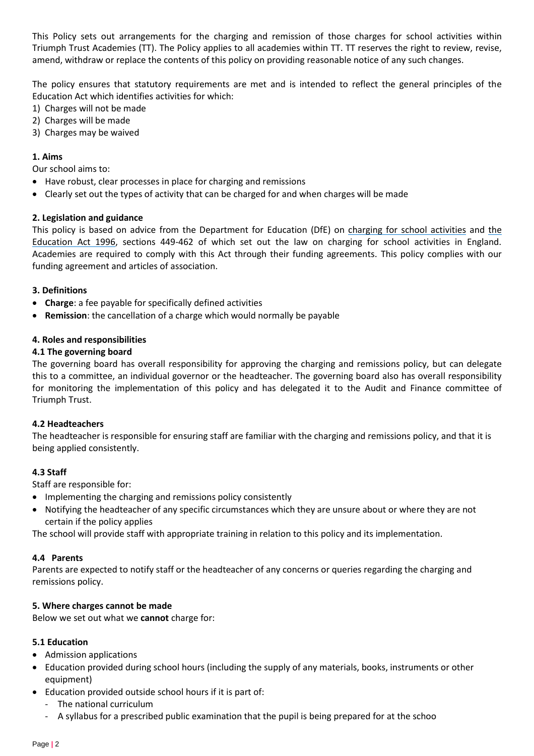This Policy sets out arrangements for the charging and remission of those charges for school activities within Triumph Trust Academies (TT). The Policy applies to all academies within TT. TT reserves the right to review, revise, amend, withdraw or replace the contents of this policy on providing reasonable notice of any such changes.

The policy ensures that statutory requirements are met and is intended to reflect the general principles of the Education Act which identifies activities for which:

1) Charges will not be made
2) Charges will be made
3) Charges may be waived

### 1. Aims

Our school aims to:

- Have robust, clear processes in place for charging and remissions
- Clearly set out the types of activity that can be charged for and when charges will be made

### 2. Legislation and guidance

This policy is based on advice from the Department for Education (DfE) on charging for school activities and the Education Act 1996, sections 449-462 of which set out the law on charging for school activities in England. Academies are required to comply with this Act through their funding agreements. This policy complies with our funding agreement and articles of association.

### 3. Definitions

- **Charge**: a fee payable for specifically defined activities
- **Remission**: the cancellation of a charge which would normally be payable

### 4. Roles and responsibilities

#### 4.1 The governing board

The governing board has overall responsibility for approving the charging and remissions policy, but can delegate this to a committee, an individual governor or the headteacher. The governing board also has overall responsibility for monitoring the implementation of this policy and has delegated it to the Audit and Finance committee of Triumph Trust.

#### 4.2 Headteachers

The headteacher is responsible for ensuring staff are familiar with the charging and remissions policy, and that it is being applied consistently.

#### 4.3 Staff

Staff are responsible for:

- Implementing the charging and remissions policy consistently
- Notifying the headteacher of any specific circumstances which they are unsure about or where they are not certain if the policy applies

The school will provide staff with appropriate training in relation to this policy and its implementation.

#### 4.4 Parents

Parents are expected to notify staff or the headteacher of any concerns or queries regarding the charging and remissions policy.

### 5. Where charges cannot be made

Below we set out what we **cannot** charge for:

#### 5.1 Education

- Admission applications
- Education provided during school hours (including the supply of any materials, books, instruments or other equipment)
- Education provided outside school hours if it is part of:
  - The national curriculum
  - A syllabus for a prescribed public examination that the pupil is being prepared for at the schoo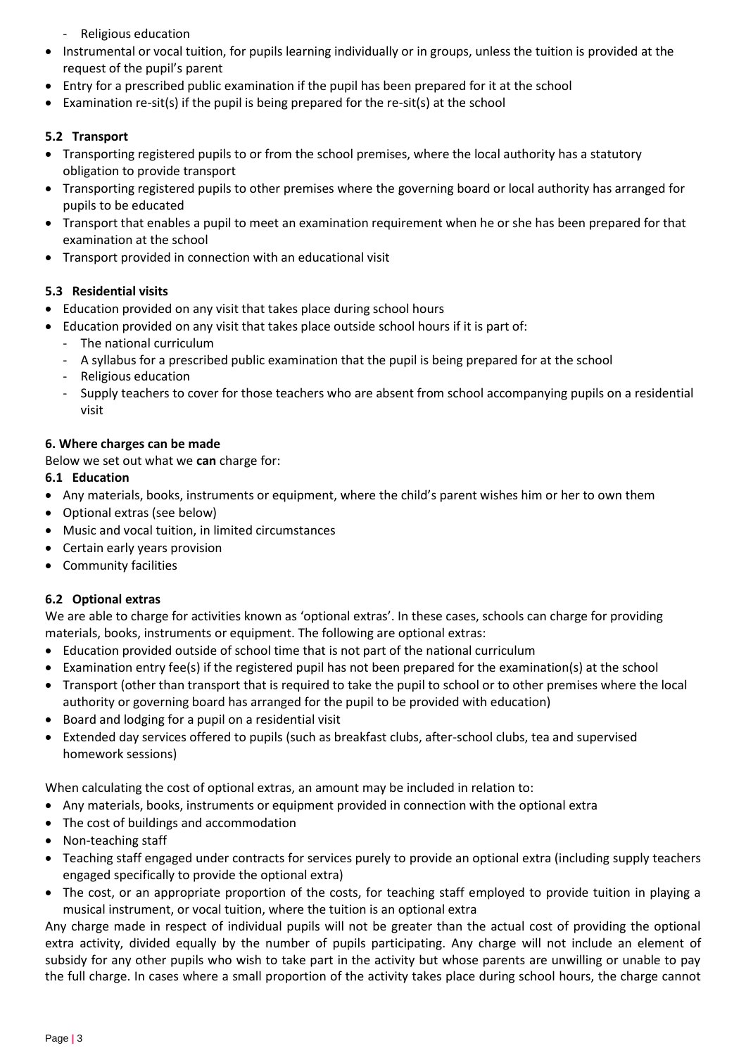- Religious education
- Instrumental or vocal tuition, for pupils learning individually or in groups, unless the tuition is provided at the request of the pupil's parent
- Entry for a prescribed public examination if the pupil has been prepared for it at the school
- Examination re-sit(s) if the pupil is being prepared for the re-sit(s) at the school

### 5.2 Transport

- Transporting registered pupils to or from the school premises, where the local authority has a statutory obligation to provide transport
- Transporting registered pupils to other premises where the governing board or local authority has arranged for pupils to be educated
- Transport that enables a pupil to meet an examination requirement when he or she has been prepared for that examination at the school
- Transport provided in connection with an educational visit

### 5.3 Residential visits

- Education provided on any visit that takes place during school hours
- Education provided on any visit that takes place outside school hours if it is part of:
  - The national curriculum
  - A syllabus for a prescribed public examination that the pupil is being prepared for at the school
  - Religious education
  - Supply teachers to cover for those teachers who are absent from school accompanying pupils on a residential visit

## 6. Where charges can be made

Below we set out what we **can** charge for:

### 6.1 Education

- Any materials, books, instruments or equipment, where the child's parent wishes him or her to own them
- Optional extras (see below)
- Music and vocal tuition, in limited circumstances
- Certain early years provision
- Community facilities

### 6.2 Optional extras

We are able to charge for activities known as 'optional extras'. In these cases, schools can charge for providing materials, books, instruments or equipment. The following are optional extras:

- Education provided outside of school time that is not part of the national curriculum
- Examination entry fee(s) if the registered pupil has not been prepared for the examination(s) at the school
- Transport (other than transport that is required to take the pupil to school or to other premises where the local authority or governing board has arranged for the pupil to be provided with education)
- Board and lodging for a pupil on a residential visit
- Extended day services offered to pupils (such as breakfast clubs, after-school clubs, tea and supervised homework sessions)

When calculating the cost of optional extras, an amount may be included in relation to:

- Any materials, books, instruments or equipment provided in connection with the optional extra
- The cost of buildings and accommodation
- Non-teaching staff
- Teaching staff engaged under contracts for services purely to provide an optional extra (including supply teachers engaged specifically to provide the optional extra)
- The cost, or an appropriate proportion of the costs, for teaching staff employed to provide tuition in playing a musical instrument, or vocal tuition, where the tuition is an optional extra

Any charge made in respect of individual pupils will not be greater than the actual cost of providing the optional extra activity, divided equally by the number of pupils participating. Any charge will not include an element of subsidy for any other pupils who wish to take part in the activity but whose parents are unwilling or unable to pay the full charge. In cases where a small proportion of the activity takes place during school hours, the charge cannot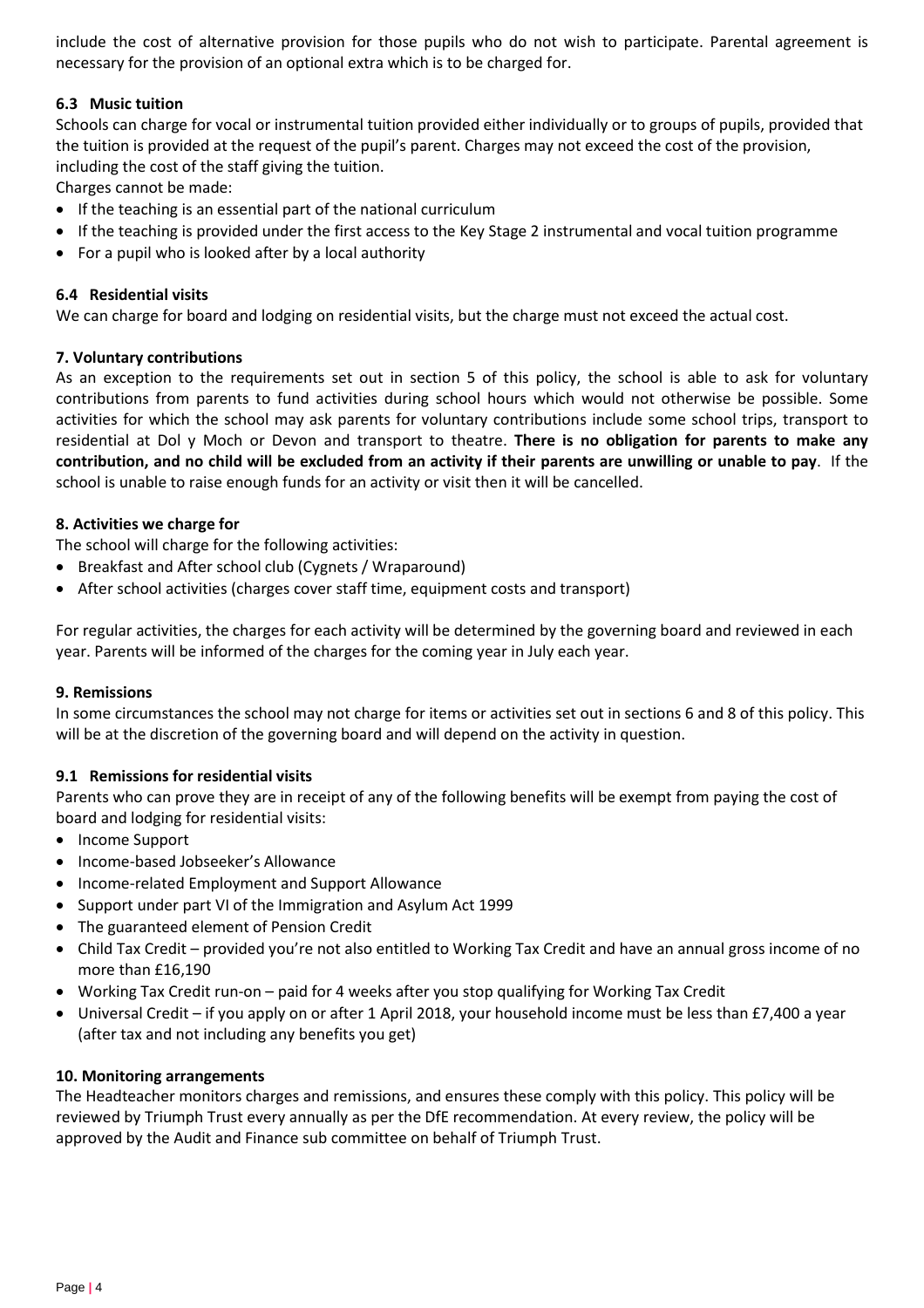include the cost of alternative provision for those pupils who do not wish to participate. Parental agreement is necessary for the provision of an optional extra which is to be charged for.

### 6.3 Music tuition

Schools can charge for vocal or instrumental tuition provided either individually or to groups of pupils, provided that the tuition is provided at the request of the pupil's parent. Charges may not exceed the cost of the provision, including the cost of the staff giving the tuition.

Charges cannot be made:

- If the teaching is an essential part of the national curriculum
- If the teaching is provided under the first access to the Key Stage 2 instrumental and vocal tuition programme
- For a pupil who is looked after by a local authority

### 6.4 Residential visits

We can charge for board and lodging on residential visits, but the charge must not exceed the actual cost.

## 7. Voluntary contributions

As an exception to the requirements set out in section 5 of this policy, the school is able to ask for voluntary contributions from parents to fund activities during school hours which would not otherwise be possible. Some activities for which the school may ask parents for voluntary contributions include some school trips, transport to residential at Dol y Moch or Devon and transport to theatre. **There is no obligation for parents to make any contribution, and no child will be excluded from an activity if their parents are unwilling or unable to pay**. If the school is unable to raise enough funds for an activity or visit then it will be cancelled.

## 8. Activities we charge for

The school will charge for the following activities:

- Breakfast and After school club (Cygnets / Wraparound)
- After school activities (charges cover staff time, equipment costs and transport)

For regular activities, the charges for each activity will be determined by the governing board and reviewed in each year. Parents will be informed of the charges for the coming year in July each year.

## 9. Remissions

In some circumstances the school may not charge for items or activities set out in sections 6 and 8 of this policy. This will be at the discretion of the governing board and will depend on the activity in question.

### 9.1 Remissions for residential visits

Parents who can prove they are in receipt of any of the following benefits will be exempt from paying the cost of board and lodging for residential visits:

- Income Support
- Income-based Jobseeker's Allowance
- Income-related Employment and Support Allowance
- Support under part VI of the Immigration and Asylum Act 1999
- The guaranteed element of Pension Credit
- Child Tax Credit – provided you're not also entitled to Working Tax Credit and have an annual gross income of no more than £16,190
- Working Tax Credit run-on – paid for 4 weeks after you stop qualifying for Working Tax Credit
- Universal Credit – if you apply on or after 1 April 2018, your household income must be less than £7,400 a year (after tax and not including any benefits you get)

## 10. Monitoring arrangements

The Headteacher monitors charges and remissions, and ensures these comply with this policy. This policy will be reviewed by Triumph Trust every annually as per the DfE recommendation. At every review, the policy will be approved by the Audit and Finance sub committee on behalf of Triumph Trust.